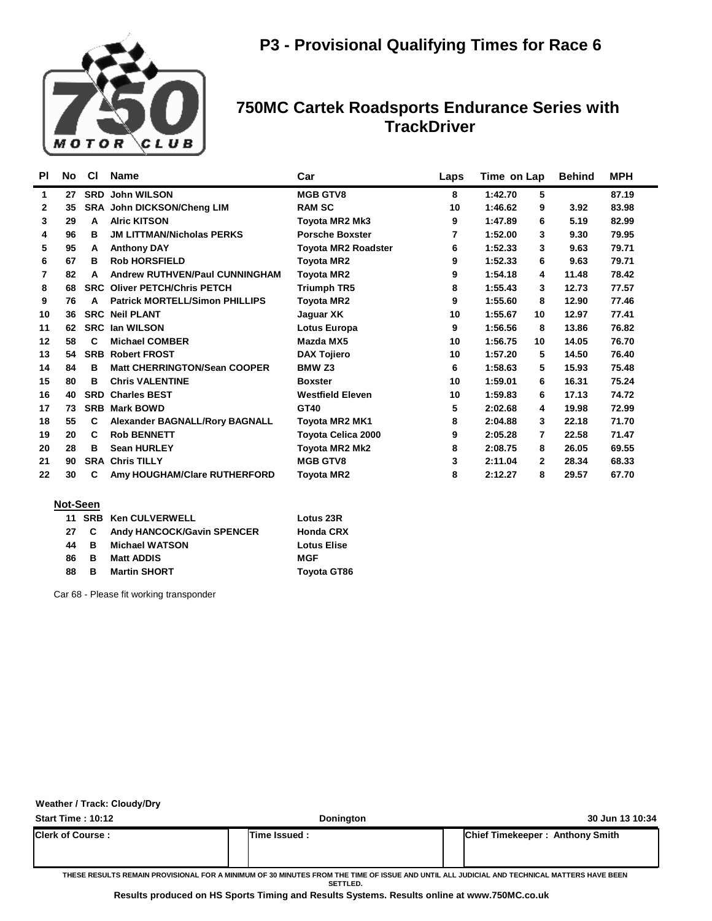# P3 - Provisional Qualifying Times for Race 6

## 750MC Cartek Roadsports Endurance Series with TrackDriver

| Pl | No | Cl | Name | Car | Laps | Time | on Lap | Behind | MPH |
|---|---|---|---|---|---|---|---|---|---|
| 1 | 27 | SRD | John WILSON | MGB GTV8 | 8 | 1:42.70 | 5 | | 87.19 |
| 2 | 35 | SRA | John DICKSON/Cheng LIM | RAM SC | 10 | 1:46.62 | 9 | 3.92 | 83.98 |
| 3 | 29 | A | Alric KITSON | Toyota MR2 Mk3 | 9 | 1:47.89 | 6 | 5.19 | 82.99 |
| 4 | 96 | B | JM LITTMAN/Nicholas PERKS | Porsche Boxster | 7 | 1:52.00 | 3 | 9.30 | 79.95 |
| 5 | 95 | A | Anthony DAY | Toyota MR2 Roadster | 6 | 1:52.33 | 3 | 9.63 | 79.71 |
| 6 | 67 | B | Rob HORSFIELD | Toyota MR2 | 9 | 1:52.33 | 6 | 9.63 | 79.71 |
| 7 | 82 | A | Andrew RUTHVEN/Paul CUNNINGHAM | Toyota MR2 | 9 | 1:54.18 | 4 | 11.48 | 78.42 |
| 8 | 68 | SRC | Oliver PETCH/Chris PETCH | Triumph TR5 | 8 | 1:55.43 | 3 | 12.73 | 77.57 |
| 9 | 76 | A | Patrick MORTELL/Simon PHILLIPS | Toyota MR2 | 9 | 1:55.60 | 8 | 12.90 | 77.46 |
| 10 | 36 | SRC | Neil PLANT | Jaguar XK | 10 | 1:55.67 | 10 | 12.97 | 77.41 |
| 11 | 62 | SRC | Ian WILSON | Lotus Europa | 9 | 1:56.56 | 8 | 13.86 | 76.82 |
| 12 | 58 | C | Michael COMBER | Mazda MX5 | 10 | 1:56.75 | 10 | 14.05 | 76.70 |
| 13 | 54 | SRB | Robert FROST | DAX Tojiero | 10 | 1:57.20 | 5 | 14.50 | 76.40 |
| 14 | 84 | B | Matt CHERRINGTON/Sean COOPER | BMW Z3 | 6 | 1:58.63 | 5 | 15.93 | 75.48 |
| 15 | 80 | B | Chris VALENTINE | Boxster | 10 | 1:59.01 | 6 | 16.31 | 75.24 |
| 16 | 40 | SRD | Charles BEST | Westfield Eleven | 10 | 1:59.83 | 6 | 17.13 | 74.72 |
| 17 | 73 | SRB | Mark BOWD | GT40 | 5 | 2:02.68 | 4 | 19.98 | 72.99 |
| 18 | 55 | C | Alexander BAGNALL/Rory BAGNALL | Toyota MR2 MK1 | 8 | 2:04.88 | 3 | 22.18 | 71.70 |
| 19 | 20 | C | Rob BENNETT | Toyota Celica 2000 | 9 | 2:05.28 | 7 | 22.58 | 71.47 |
| 20 | 28 | B | Sean HURLEY | Toyota MR2 Mk2 | 8 | 2:08.75 | 8 | 26.05 | 69.55 |
| 21 | 90 | SRA | Chris TILLY | MGB GTV8 | 3 | 2:11.04 | 2 | 28.34 | 68.33 |
| 22 | 30 | C | Amy HOUGHAM/Clare RUTHERFORD | Toyota MR2 | 8 | 2:12.27 | 8 | 29.57 | 67.70 |

**Not-Seen**

| No | Cl | Name | Car |
|---|---|---|---|
| 11 | SRB | Ken CULVERWELL | Lotus 23R |
| 27 | C | Andy HANCOCK/Gavin SPENCER | Honda CRX |
| 44 | B | Michael WATSON | Lotus Elise |
| 86 | B | Matt ADDIS | MGF |
| 88 | B | Martin SHORT | Toyota GT86 |

Car 68 - Please fit working transponder

**Weather / Track: Cloudy/Dry**

**Start Time : 10:12** | **Donington** | **30 Jun 13 10:34**

| Clerk of Course : | Time Issued : | Chief Timekeeper : Anthony Smith |
|---|---|---|

THESE RESULTS REMAIN PROVISIONAL FOR A MINIMUM OF 30 MINUTES FROM THE TIME OF ISSUE AND UNTIL ALL JUDICIAL AND TECHNICAL MATTERS HAVE BEEN SETTLED.

**Results produced on HS Sports Timing and Results Systems. Results online at www.750MC.co.uk**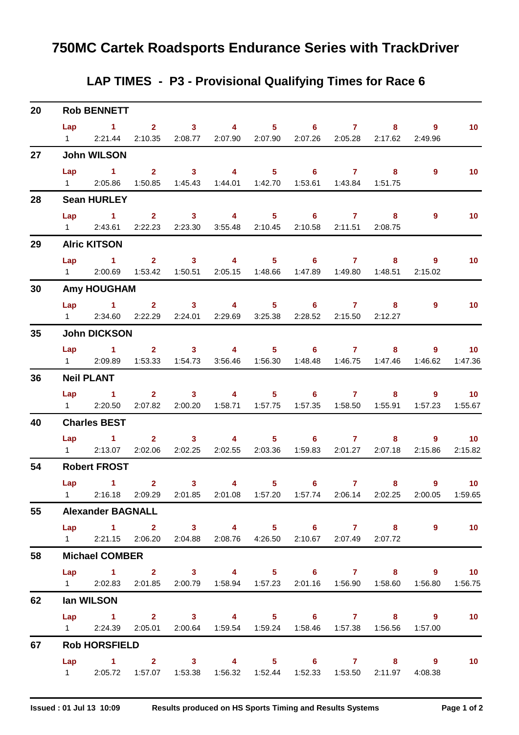# 750MC Cartek Roadsports Endurance Series with TrackDriver

## LAP TIMES - P3 - Provisional Qualifying Times for Race 6

### 20 Rob BENNETT

| Lap | 1 | 2 | 3 | 4 | 5 | 6 | 7 | 8 | 9 | 10 |
|---|---|---|---|---|---|---|---|---|---|---|
| 1 | 2:21.44 | 2:10.35 | 2:08.77 | 2:07.90 | 2:07.90 | 2:07.26 | 2:05.28 | 2:17.62 | 2:49.96 | |

### 27 John WILSON

| Lap | 1 | 2 | 3 | 4 | 5 | 6 | 7 | 8 | 9 | 10 |
|---|---|---|---|---|---|---|---|---|---|---|
| 1 | 2:05.86 | 1:50.85 | 1:45.43 | 1:44.01 | 1:42.70 | 1:53.61 | 1:43.84 | 1:51.75 | | |

### 28 Sean HURLEY

| Lap | 1 | 2 | 3 | 4 | 5 | 6 | 7 | 8 | 9 | 10 |
|---|---|---|---|---|---|---|---|---|---|---|
| 1 | 2:43.61 | 2:22.23 | 2:23.30 | 3:55.48 | 2:10.45 | 2:10.58 | 2:11.51 | 2:08.75 | | |

### 29 Alric KITSON

| Lap | 1 | 2 | 3 | 4 | 5 | 6 | 7 | 8 | 9 | 10 |
|---|---|---|---|---|---|---|---|---|---|---|
| 1 | 2:00.69 | 1:53.42 | 1:50.51 | 2:05.15 | 1:48.66 | 1:47.89 | 1:49.80 | 1:48.51 | 2:15.02 | |

### 30 Amy HOUGHAM

| Lap | 1 | 2 | 3 | 4 | 5 | 6 | 7 | 8 | 9 | 10 |
|---|---|---|---|---|---|---|---|---|---|---|
| 1 | 2:34.60 | 2:22.29 | 2:24.01 | 2:29.69 | 3:25.38 | 2:28.52 | 2:15.50 | 2:12.27 | | |

### 35 John DICKSON

| Lap | 1 | 2 | 3 | 4 | 5 | 6 | 7 | 8 | 9 | 10 |
|---|---|---|---|---|---|---|---|---|---|---|
| 1 | 2:09.89 | 1:53.33 | 1:54.73 | 3:56.46 | 1:56.30 | 1:48.48 | 1:46.75 | 1:47.46 | 1:46.62 | 1:47.36 |

### 36 Neil PLANT

| Lap | 1 | 2 | 3 | 4 | 5 | 6 | 7 | 8 | 9 | 10 |
|---|---|---|---|---|---|---|---|---|---|---|
| 1 | 2:20.50 | 2:07.82 | 2:00.20 | 1:58.71 | 1:57.75 | 1:57.35 | 1:58.50 | 1:55.91 | 1:57.23 | 1:55.67 |

### 40 Charles BEST

| Lap | 1 | 2 | 3 | 4 | 5 | 6 | 7 | 8 | 9 | 10 |
|---|---|---|---|---|---|---|---|---|---|---|
| 1 | 2:13.07 | 2:02.06 | 2:02.25 | 2:02.55 | 2:03.36 | 1:59.83 | 2:01.27 | 2:07.18 | 2:15.86 | 2:15.82 |

### 54 Robert FROST

| Lap | 1 | 2 | 3 | 4 | 5 | 6 | 7 | 8 | 9 | 10 |
|---|---|---|---|---|---|---|---|---|---|---|
| 1 | 2:16.18 | 2:09.29 | 2:01.85 | 2:01.08 | 1:57.20 | 1:57.74 | 2:06.14 | 2:02.25 | 2:00.05 | 1:59.65 |

### 55 Alexander BAGNALL

| Lap | 1 | 2 | 3 | 4 | 5 | 6 | 7 | 8 | 9 | 10 |
|---|---|---|---|---|---|---|---|---|---|---|
| 1 | 2:21.15 | 2:06.20 | 2:04.88 | 2:08.76 | 4:26.50 | 2:10.67 | 2:07.49 | 2:07.72 | | |

### 58 Michael COMBER

| Lap | 1 | 2 | 3 | 4 | 5 | 6 | 7 | 8 | 9 | 10 |
|---|---|---|---|---|---|---|---|---|---|---|
| 1 | 2:02.83 | 2:01.85 | 2:00.79 | 1:58.94 | 1:57.23 | 2:01.16 | 1:56.90 | 1:58.60 | 1:56.80 | 1:56.75 |

### 62 Ian WILSON

| Lap | 1 | 2 | 3 | 4 | 5 | 6 | 7 | 8 | 9 | 10 |
|---|---|---|---|---|---|---|---|---|---|---|
| 1 | 2:24.39 | 2:05.01 | 2:00.64 | 1:59.54 | 1:59.24 | 1:58.46 | 1:57.38 | 1:56.56 | 1:57.00 | |

### 67 Rob HORSFIELD

| Lap | 1 | 2 | 3 | 4 | 5 | 6 | 7 | 8 | 9 | 10 |
|---|---|---|---|---|---|---|---|---|---|---|
| 1 | 2:05.72 | 1:57.07 | 1:53.38 | 1:56.32 | 1:52.44 | 1:52.33 | 1:53.50 | 2:11.97 | 4:08.38 | |

Issued : 01 Jul 13 10:09 — Results produced on HS Sports Timing and Results Systems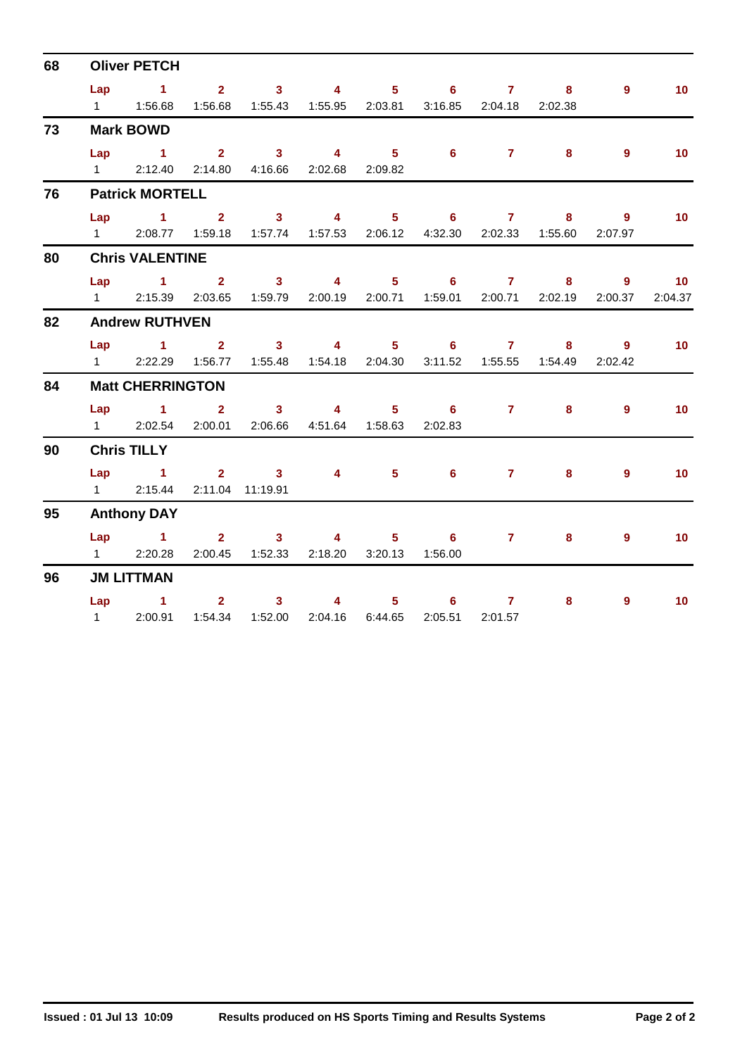## 68 Oliver PETCH

| Lap | 1 | 2 | 3 | 4 | 5 | 6 | 7 | 8 | 9 | 10 |
|---|---|---|---|---|---|---|---|---|---|---|
| 1 | 1:56.68 | 1:56.68 | 1:55.43 | 1:55.95 | 2:03.81 | 3:16.85 | 2:04.18 | 2:02.38 | | |

## 73 Mark BOWD

| Lap | 1 | 2 | 3 | 4 | 5 | 6 | 7 | 8 | 9 | 10 |
|---|---|---|---|---|---|---|---|---|---|---|
| 1 | 2:12.40 | 2:14.80 | 4:16.66 | 2:02.68 | 2:09.82 | | | | | |

## 76 Patrick MORTELL

| Lap | 1 | 2 | 3 | 4 | 5 | 6 | 7 | 8 | 9 | 10 |
|---|---|---|---|---|---|---|---|---|---|---|
| 1 | 2:08.77 | 1:59.18 | 1:57.74 | 1:57.53 | 2:06.12 | 4:32.30 | 2:02.33 | 1:55.60 | 2:07.97 | |

## 80 Chris VALENTINE

| Lap | 1 | 2 | 3 | 4 | 5 | 6 | 7 | 8 | 9 | 10 |
|---|---|---|---|---|---|---|---|---|---|---|
| 1 | 2:15.39 | 2:03.65 | 1:59.79 | 2:00.19 | 2:00.71 | 1:59.01 | 2:00.71 | 2:02.19 | 2:00.37 | 2:04.37 |

## 82 Andrew RUTHVEN

| Lap | 1 | 2 | 3 | 4 | 5 | 6 | 7 | 8 | 9 | 10 |
|---|---|---|---|---|---|---|---|---|---|---|
| 1 | 2:22.29 | 1:56.77 | 1:55.48 | 1:54.18 | 2:04.30 | 3:11.52 | 1:55.55 | 1:54.49 | 2:02.42 | |

## 84 Matt CHERRINGTON

| Lap | 1 | 2 | 3 | 4 | 5 | 6 | 7 | 8 | 9 | 10 |
|---|---|---|---|---|---|---|---|---|---|---|
| 1 | 2:02.54 | 2:00.01 | 2:06.66 | 4:51.64 | 1:58.63 | 2:02.83 | | | | |

## 90 Chris TILLY

| Lap | 1 | 2 | 3 | 4 | 5 | 6 | 7 | 8 | 9 | 10 |
|---|---|---|---|---|---|---|---|---|---|---|
| 1 | 2:15.44 | 2:11.04 | 11:19.91 | | | | | | | |

## 95 Anthony DAY

| Lap | 1 | 2 | 3 | 4 | 5 | 6 | 7 | 8 | 9 | 10 |
|---|---|---|---|---|---|---|---|---|---|---|
| 1 | 2:20.28 | 2:00.45 | 1:52.33 | 2:18.20 | 3:20.13 | 1:56.00 | | | | |

## 96 JM LITTMAN

| Lap | 1 | 2 | 3 | 4 | 5 | 6 | 7 | 8 | 9 | 10 |
|---|---|---|---|---|---|---|---|---|---|---|
| 1 | 2:00.91 | 1:54.34 | 1:52.00 | 2:04.16 | 6:44.65 | 2:05.51 | 2:01.57 | | | |

**Issued : 01 Jul 13 10:09** **Results produced on HS Sports Timing and Results Systems**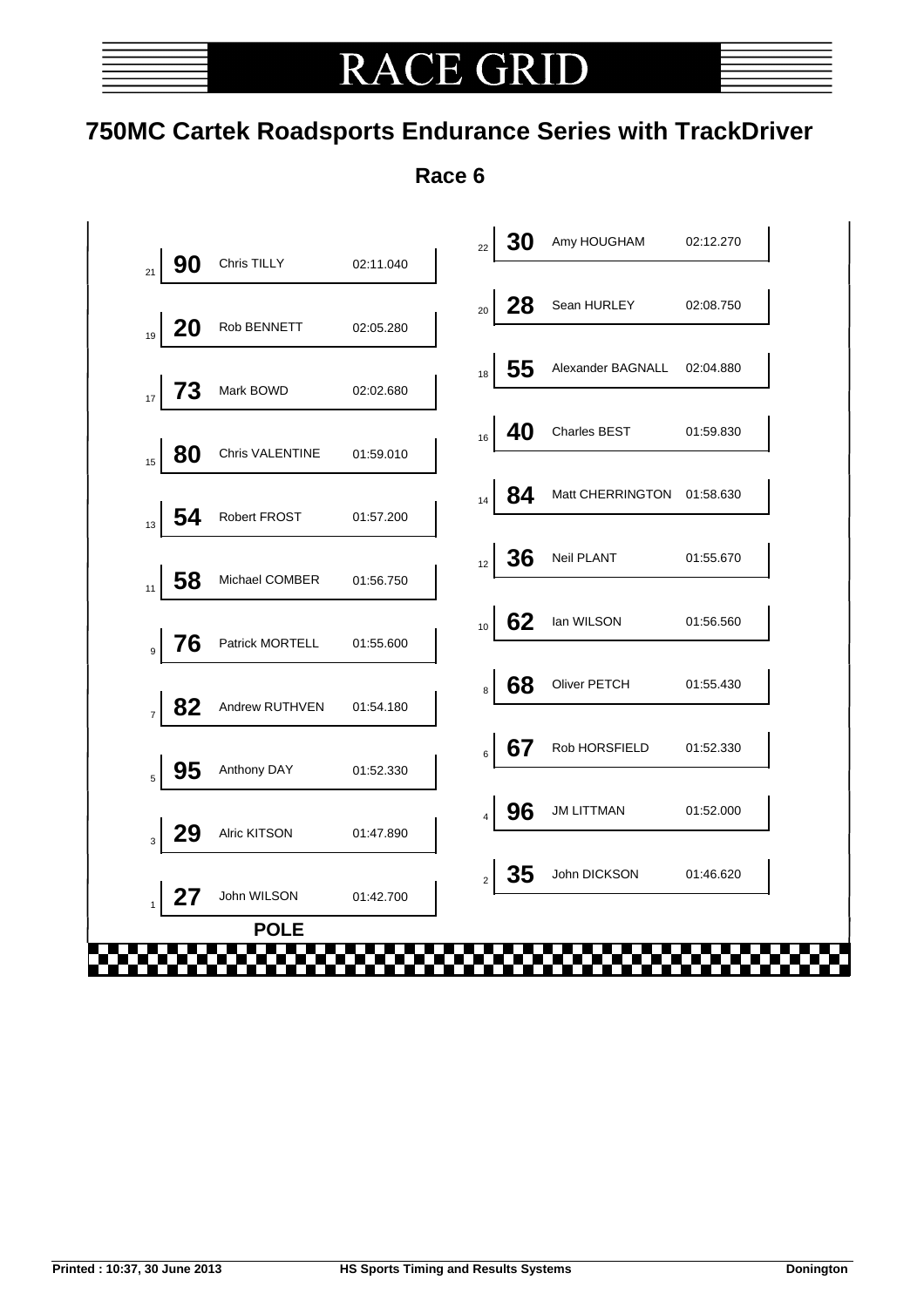# RACE GRID

## 750MC Cartek Roadsports Endurance Series with TrackDriver

### Race 6

| Pos | No | Driver | Time | Pos | No | Driver | Time |
|---|---|---|---|---|---|---|---|
| | | | | 22 | **30** | Amy HOUGHAM | 02:12.270 |
| 21 | **90** | Chris TILLY | 02:11.040 | 20 | **28** | Sean HURLEY | 02:08.750 |
| 19 | **20** | Rob BENNETT | 02:05.280 | 18 | **55** | Alexander BAGNALL | 02:04.880 |
| 17 | **73** | Mark BOWD | 02:02.680 | 16 | **40** | Charles BEST | 01:59.830 |
| 15 | **80** | Chris VALENTINE | 01:59.010 | 14 | **84** | Matt CHERRINGTON | 01:58.630 |
| 13 | **54** | Robert FROST | 01:57.200 | 12 | **36** | Neil PLANT | 01:55.670 |
| 11 | **58** | Michael COMBER | 01:56.750 | 10 | **62** | Ian WILSON | 01:56.560 |
| 9 | **76** | Patrick MORTELL | 01:55.600 | 8 | **68** | Oliver PETCH | 01:55.430 |
| 7 | **82** | Andrew RUTHVEN | 01:54.180 | 6 | **67** | Rob HORSFIELD | 01:52.330 |
| 5 | **95** | Anthony DAY | 01:52.330 | 4 | **96** | JM LITTMAN | 01:52.000 |
| 3 | **29** | Alric KITSON | 01:47.890 | 2 | **35** | John DICKSON | 01:46.620 |
| 1 | **27** | John WILSON | 01:42.700 | | | | |

**POLE**

Printed : 10:37, 30 June 2013 | HS Sports Timing and Results Systems | Donington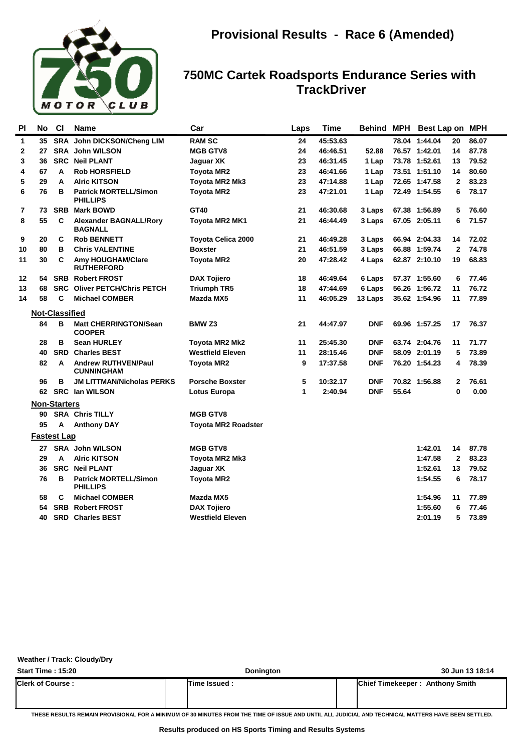# Provisional Results - Race 6 (Amended)

## 750MC Cartek Roadsports Endurance Series with TrackDriver

| Pl | No | Cl | Name | Car | Laps | Time | Behind | MPH | Best Lap | on | MPH |
|---|---|---|---|---|---|---|---|---|---|---|---|
| 1 | 35 | SRA | John DICKSON/Cheng LIM | RAM SC | 24 | 45:53.63 | | 78.04 | 1:44.04 | 20 | 86.07 |
| 2 | 27 | SRA | John WILSON | MGB GTV8 | 24 | 46:46.51 | 52.88 | 76.57 | 1:42.01 | 14 | 87.78 |
| 3 | 36 | SRC | Neil PLANT | Jaguar XK | 23 | 46:31.45 | 1 Lap | 73.78 | 1:52.61 | 13 | 79.52 |
| 4 | 67 | A | Rob HORSFIELD | Toyota MR2 | 23 | 46:41.66 | 1 Lap | 73.51 | 1:51.10 | 14 | 80.60 |
| 5 | 29 | A | Alric KITSON | Toyota MR2 Mk3 | 23 | 47:14.88 | 1 Lap | 72.65 | 1:47.58 | 2 | 83.23 |
| 6 | 76 | B | Patrick MORTELL/Simon PHILLIPS | Toyota MR2 | 23 | 47:21.01 | 1 Lap | 72.49 | 1:54.55 | 6 | 78.17 |
| 7 | 73 | SRB | Mark BOWD | GT40 | 21 | 46:30.68 | 3 Laps | 67.38 | 1:56.89 | 5 | 76.60 |
| 8 | 55 | C | Alexander BAGNALL/Rory BAGNALL | Toyota MR2 MK1 | 21 | 46:44.49 | 3 Laps | 67.05 | 2:05.11 | 6 | 71.57 |
| 9 | 20 | C | Rob BENNETT | Toyota Celica 2000 | 21 | 46:49.28 | 3 Laps | 66.94 | 2:04.33 | 14 | 72.02 |
| 10 | 80 | B | Chris VALENTINE | Boxster | 21 | 46:51.59 | 3 Laps | 66.88 | 1:59.74 | 2 | 74.78 |
| 11 | 30 | C | Amy HOUGHAM/Clare RUTHERFORD | Toyota MR2 | 20 | 47:28.42 | 4 Laps | 62.87 | 2:10.10 | 19 | 68.83 |
| 12 | 54 | SRB | Robert FROST | DAX Tojiero | 18 | 46:49.64 | 6 Laps | 57.37 | 1:55.60 | 6 | 77.46 |
| 13 | 68 | SRC | Oliver PETCH/Chris PETCH | Triumph TR5 | 18 | 47:44.69 | 6 Laps | 56.26 | 1:56.72 | 11 | 76.72 |
| 14 | 58 | C | Michael COMBER | Mazda MX5 | 11 | 46:05.29 | 13 Laps | 35.62 | 1:54.96 | 11 | 77.89 |
| **Not-Classified** | | | | | | | | | | | |
| | 84 | B | Matt CHERRINGTON/Sean COOPER | BMW Z3 | 21 | 44:47.97 | DNF | 69.96 | 1:57.25 | 17 | 76.37 |
| | 28 | B | Sean HURLEY | Toyota MR2 Mk2 | 11 | 25:45.30 | DNF | 63.74 | 2:04.76 | 11 | 71.77 |
| | 40 | SRD | Charles BEST | Westfield Eleven | 11 | 28:15.46 | DNF | 58.09 | 2:01.19 | 5 | 73.89 |
| | 82 | A | Andrew RUTHVEN/Paul CUNNINGHAM | Toyota MR2 | 9 | 17:37.58 | DNF | 76.20 | 1:54.23 | 4 | 78.39 |
| | 96 | B | JM LITTMAN/Nicholas PERKS | Porsche Boxster | 5 | 10:32.17 | DNF | 70.82 | 1:56.88 | 2 | 76.61 |
| | 62 | SRC | Ian WILSON | Lotus Europa | 1 | 2:40.94 | DNF | 55.64 | | 0 | 0.00 |
| **Non-Starters** | | | | | | | | | | | |
| | 90 | SRA | Chris TILLY | MGB GTV8 | | | | | | | |
| | 95 | A | Anthony DAY | Toyota MR2 Roadster | | | | | | | |
| **Fastest Lap** | | | | | | | | | | | |
| | 27 | SRA | John WILSON | MGB GTV8 | | | | | 1:42.01 | 14 | 87.78 |
| | 29 | A | Alric KITSON | Toyota MR2 Mk3 | | | | | 1:47.58 | 2 | 83.23 |
| | 36 | SRC | Neil PLANT | Jaguar XK | | | | | 1:52.61 | 13 | 79.52 |
| | 76 | B | Patrick MORTELL/Simon PHILLIPS | Toyota MR2 | | | | | 1:54.55 | 6 | 78.17 |
| | 58 | C | Michael COMBER | Mazda MX5 | | | | | 1:54.96 | 11 | 77.89 |
| | 54 | SRB | Robert FROST | DAX Tojiero | | | | | 1:55.60 | 6 | 77.46 |
| | 40 | SRD | Charles BEST | Westfield Eleven | | | | | 2:01.19 | 5 | 73.89 |

**Weather / Track: Cloudy/Dry**

**Start Time : 15:20** | **Donington** | **30 Jun 13 18:14**

| Clerk of Course : | Time Issued : | Chief Timekeeper : Anthony Smith |
|---|---|---|
| | | |

THESE RESULTS REMAIN PROVISIONAL FOR A MINIMUM OF 30 MINUTES FROM THE TIME OF ISSUE AND UNTIL ALL JUDICIAL AND TECHNICAL MATTERS HAVE BEEN SETTLED.

**Results produced on HS Sports Timing and Results Systems**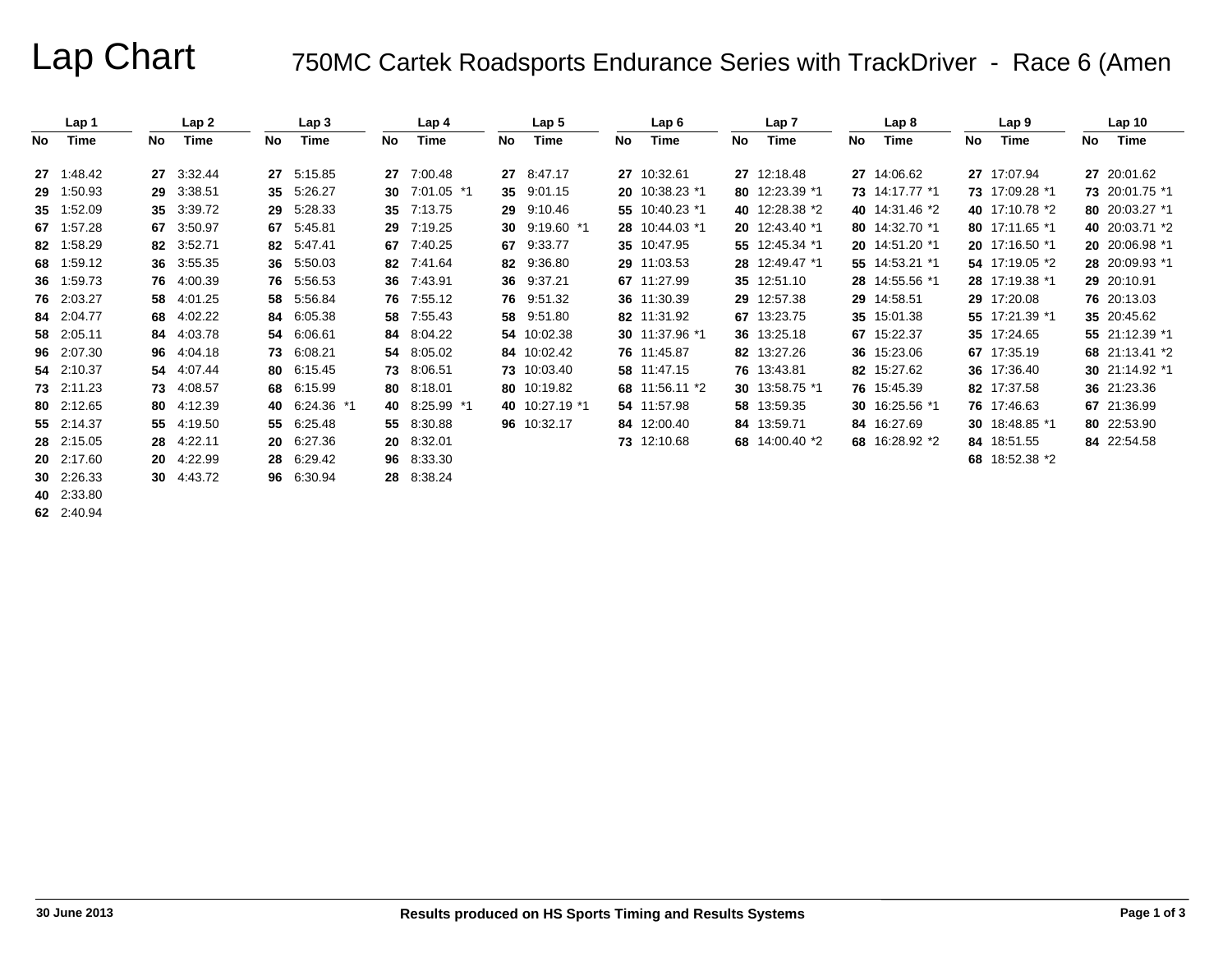# Lap Chart

## 750MC Cartek Roadsports Endurance Series with TrackDriver - Race 6 (Amen

| Lap 1 | | Lap 2 | | Lap 3 | | Lap 4 | | Lap 5 | | Lap 6 | | Lap 7 | | Lap 8 | | Lap 9 | | Lap 10 | |
|---|---|---|---|---|---|---|---|---|---|---|---|---|---|---|---|---|---|---|---|
| No | Time | No | Time | No | Time | No | Time | No | Time | No | Time | No | Time | No | Time | No | Time | No | Time |
| 27 | 1:48.42 | 27 | 3:32.44 | 27 | 5:15.85 | 27 | 7:00.48 | 27 | 8:47.17 | 27 | 10:32.61 | 27 | 12:18.48 | 27 | 14:06.62 | 27 | 17:07.94 | 27 | 20:01.62 |
| 29 | 1:50.93 | 29 | 3:38.51 | 35 | 5:26.27 | 30 | 7:01.05 *1 | 35 | 9:01.15 | 20 | 10:38.23 *1 | 80 | 12:23.39 *1 | 73 | 14:17.77 *1 | 73 | 17:09.28 *1 | 73 | 20:01.75 *1 |
| 35 | 1:52.09 | 35 | 3:39.72 | 29 | 5:28.33 | 35 | 7:13.75 | 29 | 9:10.46 | 55 | 10:40.23 *1 | 40 | 12:28.38 *2 | 40 | 14:31.46 *2 | 40 | 17:10.78 *2 | 80 | 20:03.27 *1 |
| 67 | 1:57.28 | 67 | 3:50.97 | 67 | 5:45.81 | 29 | 7:19.25 | 30 | 9:19.60 *1 | 28 | 10:44.03 *1 | 20 | 12:43.40 *1 | 80 | 14:32.70 *1 | 80 | 17:11.65 *1 | 40 | 20:03.71 *2 |
| 82 | 1:58.29 | 82 | 3:52.71 | 82 | 5:47.41 | 67 | 7:40.25 | 67 | 9:33.77 | 35 | 10:47.95 | 55 | 12:45.34 *1 | 20 | 14:51.20 *1 | 20 | 17:16.50 *1 | 20 | 20:06.98 *1 |
| 68 | 1:59.12 | 36 | 3:55.35 | 36 | 5:50.03 | 82 | 7:41.64 | 82 | 9:36.80 | 29 | 11:03.53 | 28 | 12:49.47 *1 | 55 | 14:53.21 *1 | 54 | 17:19.05 *2 | 28 | 20:09.93 *1 |
| 36 | 1:59.73 | 76 | 4:00.39 | 76 | 5:56.53 | 36 | 7:43.91 | 36 | 9:37.21 | 67 | 11:27.99 | 35 | 12:51.10 | 28 | 14:55.56 *1 | 28 | 17:19.38 *1 | 29 | 20:10.91 |
| 76 | 2:03.27 | 58 | 4:01.25 | 58 | 5:56.84 | 76 | 7:55.12 | 76 | 9:51.32 | 36 | 11:30.39 | 29 | 12:57.38 | 29 | 14:58.51 | 29 | 17:20.08 | 76 | 20:13.03 |
| 84 | 2:04.77 | 68 | 4:02.22 | 84 | 6:05.38 | 58 | 7:55.43 | 58 | 9:51.80 | 82 | 11:31.92 | 67 | 13:23.75 | 35 | 15:01.38 | 55 | 17:21.39 *1 | 35 | 20:45.62 |
| 58 | 2:05.11 | 84 | 4:03.78 | 54 | 6:06.61 | 84 | 8:04.22 | 54 | 10:02.38 | 30 | 11:37.96 *1 | 36 | 13:25.18 | 67 | 15:22.37 | 35 | 17:24.65 | 55 | 21:12.39 *1 |
| 96 | 2:07.30 | 96 | 4:04.18 | 73 | 6:08.21 | 54 | 8:05.02 | 84 | 10:02.42 | 76 | 11:45.87 | 82 | 13:27.26 | 36 | 15:23.06 | 67 | 17:35.19 | 68 | 21:13.41 *2 |
| 54 | 2:10.37 | 54 | 4:07.44 | 80 | 6:15.45 | 73 | 8:06.51 | 73 | 10:03.40 | 58 | 11:47.15 | 76 | 13:43.81 | 82 | 15:27.62 | 36 | 17:36.40 | 30 | 21:14.92 *1 |
| 73 | 2:11.23 | 73 | 4:08.57 | 68 | 6:15.99 | 80 | 8:18.01 | 80 | 10:19.82 | 68 | 11:56.11 *2 | 30 | 13:58.75 *1 | 76 | 15:45.39 | 82 | 17:37.58 | 36 | 21:23.36 |
| 80 | 2:12.65 | 80 | 4:12.39 | 40 | 6:24.36 *1 | 40 | 8:25.99 *1 | 40 | 10:27.19 *1 | 54 | 11:57.98 | 58 | 13:59.35 | 30 | 16:25.56 *1 | 76 | 17:46.63 | 67 | 21:36.99 |
| 55 | 2:14.37 | 55 | 4:19.50 | 55 | 6:25.48 | 55 | 8:30.88 | 96 | 10:32.17 | 84 | 12:00.40 | 84 | 13:59.71 | 84 | 16:27.69 | 30 | 18:48.85 *1 | 80 | 22:53.90 |
| 28 | 2:15.05 | 28 | 4:22.11 | 20 | 6:27.36 | 20 | 8:32.01 | | | 73 | 12:10.68 | 68 | 14:00.40 *2 | 68 | 16:28.92 *2 | 84 | 18:51.55 | 84 | 22:54.58 |
| 20 | 2:17.60 | 20 | 4:22.99 | 28 | 6:29.42 | 96 | 8:33.30 | | | | | | | | | 68 | 18:52.38 *2 | | |
| 30 | 2:26.33 | 30 | 4:43.72 | 96 | 6:30.94 | 28 | 8:38.24 | | | | | | | | | | | | |
| 40 | 2:33.80 | | | | | | | | | | | | | | | | | | |
| 62 | 2:40.94 | | | | | | | | | | | | | | | | | | |

30 June 2013

Results produced on HS Sports Timing and Results Systems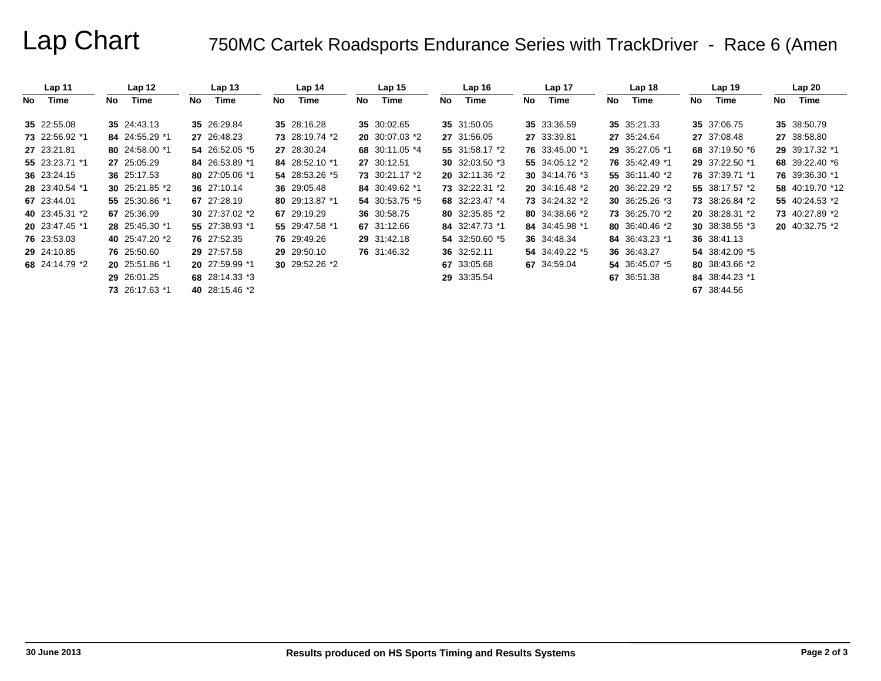# Lap Chart

## 750MC Cartek Roadsports Endurance Series with TrackDriver - Race 6 (Amen

| Lap 11 | | Lap 12 | | Lap 13 | | Lap 14 | | Lap 15 | | Lap 16 | | Lap 17 | | Lap 18 | | Lap 19 | | Lap 20 | |
|---|---|---|---|---|---|---|---|---|---|---|---|---|---|---|---|---|---|---|---|
| **No** | **Time** | **No** | **Time** | **No** | **Time** | **No** | **Time** | **No** | **Time** | **No** | **Time** | **No** | **Time** | **No** | **Time** | **No** | **Time** | **No** | **Time** |
| **35** | 22:55.08 | **35** | 24:43.13 | **35** | 26:29.84 | **35** | 28:16.28 | **35** | 30:02.65 | **35** | 31:50.05 | **35** | 33:36.59 | **35** | 35:21.33 | **35** | 37:06.75 | **35** | 38:50.79 |
| **73** | 22:56.92 *1 | **84** | 24:55.29 *1 | **27** | 26:48.23 | **73** | 28:19.74 *2 | **20** | 30:07.03 *2 | **27** | 31:56.05 | **27** | 33:39.81 | **27** | 35:24.64 | **27** | 37:08.48 | **27** | 38:58.80 |
| **27** | 23:21.81 | **80** | 24:58.00 *1 | **54** | 26:52.05 *5 | **27** | 28:30.24 | **68** | 30:11.05 *4 | **55** | 31:58.17 *2 | **76** | 33:45.00 *1 | **29** | 35:27.05 *1 | **68** | 37:19.50 *6 | **29** | 39:17.32 *1 |
| **55** | 23:23.71 *1 | **27** | 25:05.29 | **84** | 26:53.89 *1 | **84** | 28:52.10 *1 | **27** | 30:12.51 | **30** | 32:03.50 *3 | **55** | 34:05.12 *2 | **76** | 35:42.49 *1 | **29** | 37:22.50 *1 | **68** | 39:22.40 *6 |
| **36** | 23:24.15 | **36** | 25:17.53 | **80** | 27:05.06 *1 | **54** | 28:53.26 *5 | **73** | 30:21.17 *2 | **20** | 32:11.36 *2 | **30** | 34:14.76 *3 | **55** | 36:11.40 *2 | **76** | 37:39.71 *1 | **76** | 39:36.30 *1 |
| **28** | 23:40.54 *1 | **30** | 25:21.85 *2 | **36** | 27:10.14 | **36** | 29:05.48 | **84** | 30:49.62 *1 | **73** | 32:22.31 *2 | **20** | 34:16.48 *2 | **20** | 36:22.29 *2 | **55** | 38:17.57 *2 | **58** | 40:19.70 *12 |
| **67** | 23:44.01 | **55** | 25:30.86 *1 | **67** | 27:28.19 | **80** | 29:13.87 *1 | **54** | 30:53.75 *5 | **68** | 32:23.47 *4 | **73** | 34:24.32 *2 | **30** | 36:25.26 *3 | **73** | 38:26.84 *2 | **55** | 40:24.53 *2 |
| **40** | 23:45.31 *2 | **67** | 25:36.99 | **30** | 27:37.02 *2 | **67** | 29:19.29 | **36** | 30:58.75 | **80** | 32:35.85 *2 | **80** | 34:38.66 *2 | **73** | 36:25.70 *2 | **20** | 38:28.31 *2 | **73** | 40:27.89 *2 |
| **20** | 23:47.45 *1 | **28** | 25:45.30 *1 | **55** | 27:38.93 *1 | **55** | 29:47.58 *1 | **67** | 31:12.66 | **84** | 32:47.73 *1 | **84** | 34:45.98 *1 | **80** | 36:40.46 *2 | **30** | 38:38.55 *3 | **20** | 40:32.75 *2 |
| **76** | 23:53.03 | **40** | 25:47.20 *2 | **76** | 27:52.35 | **76** | 29:49.26 | **29** | 31:42.18 | **54** | 32:50.60 *5 | **36** | 34:48.34 | **84** | 36:43.23 *1 | **36** | 38:41.13 | | |
| **29** | 24:10.85 | **76** | 25:50.60 | **29** | 27:57.58 | **29** | 29:50.10 | **76** | 31:46.32 | **36** | 32:52.11 | **54** | 34:49.22 *5 | **36** | 36:43.27 | **54** | 38:42.09 *5 | | |
| **68** | 24:14.79 *2 | **20** | 25:51.86 *1 | **20** | 27:59.99 *1 | **30** | 29:52.26 *2 | | | **67** | 33:05.68 | **67** | 34:59.04 | **54** | 36:45.07 *5 | **80** | 38:43.66 *2 | | |
| | | **29** | 26:01.25 | **68** | 28:14.33 *3 | | | | | **29** | 33:35.54 | | | **67** | 36:51.38 | **84** | 38:44.23 *1 | | |
| | | **73** | 26:17.63 *1 | **40** | 28:15.46 *2 | | | | | | | | | | | **67** | 38:44.56 | | |

30 June 2013

Results produced on HS Sports Timing and Results Systems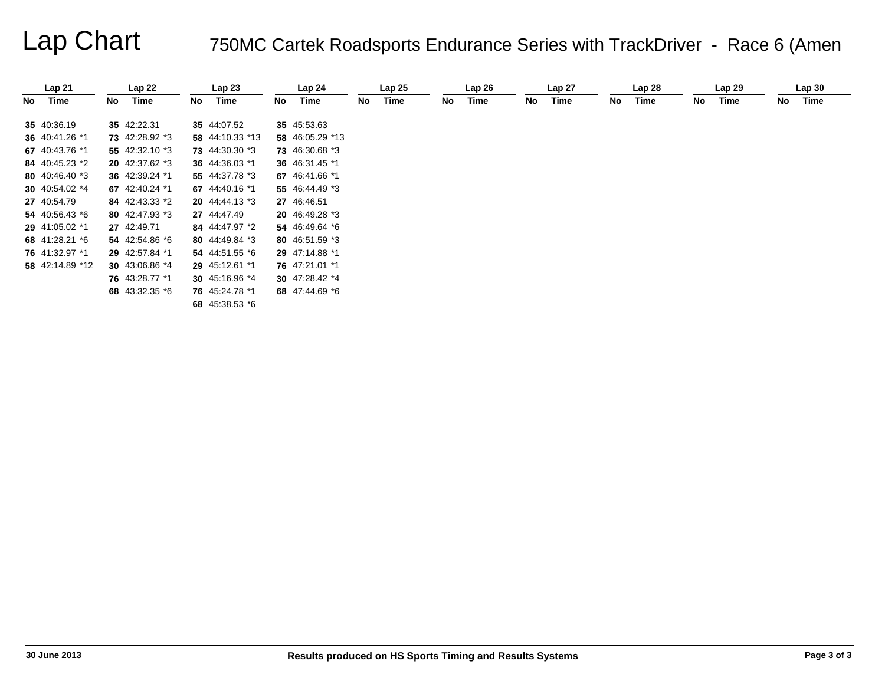# Lap Chart

## 750MC Cartek Roadsports Endurance Series with TrackDriver - Race 6 (Amen

| Lap 21 | | Lap 22 | | Lap 23 | | Lap 24 | | Lap 25 | | Lap 26 | | Lap 27 | | Lap 28 | | Lap 29 | | Lap 30 | |
|---|---|---|---|---|---|---|---|---|---|---|---|---|---|---|---|---|---|---|---|
| No | Time | No | Time | No | Time | No | Time | No | Time | No | Time | No | Time | No | Time | No | Time | No | Time |
| **35** | 40:36.19 | **35** | 42:22.31 | **35** | 44:07.52 | **35** | 45:53.63 | | | | | | | | | | | | |
| **36** | 40:41.26 *1 | **73** | 42:28.92 *3 | **58** | 44:10.33 *13 | **58** | 46:05.29 *13 | | | | | | | | | | | | |
| **67** | 40:43.76 *1 | **55** | 42:32.10 *3 | **73** | 44:30.30 *3 | **73** | 46:30.68 *3 | | | | | | | | | | | | |
| **84** | 40:45.23 *2 | **20** | 42:37.62 *3 | **36** | 44:36.03 *1 | **36** | 46:31.45 *1 | | | | | | | | | | | | |
| **80** | 40:46.40 *3 | **36** | 42:39.24 *1 | **55** | 44:37.78 *3 | **67** | 46:41.66 *1 | | | | | | | | | | | | |
| **30** | 40:54.02 *4 | **67** | 42:40.24 *1 | **67** | 44:40.16 *1 | **55** | 46:44.49 *3 | | | | | | | | | | | | |
| **27** | 40:54.79 | **84** | 42:43.33 *2 | **20** | 44:44.13 *3 | **27** | 46:46.51 | | | | | | | | | | | | |
| **54** | 40:56.43 *6 | **80** | 42:47.93 *3 | **27** | 44:47.49 | **20** | 46:49.28 *3 | | | | | | | | | | | | |
| **29** | 41:05.02 *1 | **27** | 42:49.71 | **84** | 44:47.97 *2 | **54** | 46:49.64 *6 | | | | | | | | | | | | |
| **68** | 41:28.21 *6 | **54** | 42:54.86 *6 | **80** | 44:49.84 *3 | **80** | 46:51.59 *3 | | | | | | | | | | | | |
| **76** | 41:32.97 *1 | **29** | 42:57.84 *1 | **54** | 44:51.55 *6 | **29** | 47:14.88 *1 | | | | | | | | | | | | |
| **58** | 42:14.89 *12 | **30** | 43:06.86 *4 | **29** | 45:12.61 *1 | **76** | 47:21.01 *1 | | | | | | | | | | | | |
| | | **76** | 43:28.77 *1 | **30** | 45:16.96 *4 | **30** | 47:28.42 *4 | | | | | | | | | | | | |
| | | **68** | 43:32.35 *6 | **76** | 45:24.78 *1 | **68** | 47:44.69 *6 | | | | | | | | | | | | |
| | | | | **68** | 45:38.53 *6 | | | | | | | | | | | | | | |

30 June 2013 | Results produced on HS Sports Timing and Results Systems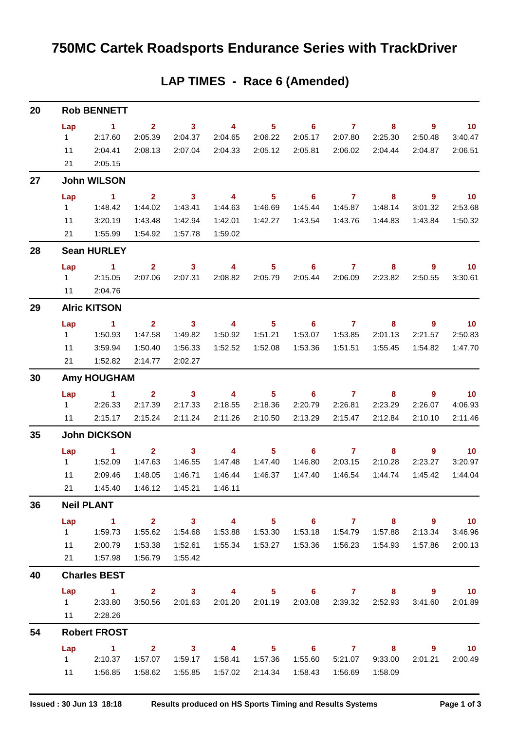# 750MC Cartek Roadsports Endurance Series with TrackDriver

## LAP TIMES - Race 6 (Amended)

### 20 Rob BENNETT

| Lap | 1 | 2 | 3 | 4 | 5 | 6 | 7 | 8 | 9 | 10 |
|---|---|---|---|---|---|---|---|---|---|---|
| 1 | 2:17.60 | 2:05.39 | 2:04.37 | 2:04.65 | 2:06.22 | 2:05.17 | 2:07.80 | 2:25.30 | 2:50.48 | 3:40.47 |
| 11 | 2:04.41 | 2:08.13 | 2:07.04 | 2:04.33 | 2:05.12 | 2:05.81 | 2:06.02 | 2:04.44 | 2:04.87 | 2:06.51 |
| 21 | 2:05.15 | | | | | | | | | |

### 27 John WILSON

| Lap | 1 | 2 | 3 | 4 | 5 | 6 | 7 | 8 | 9 | 10 |
|---|---|---|---|---|---|---|---|---|---|---|
| 1 | 1:48.42 | 1:44.02 | 1:43.41 | 1:44.63 | 1:46.69 | 1:45.44 | 1:45.87 | 1:48.14 | 3:01.32 | 2:53.68 |
| 11 | 3:20.19 | 1:43.48 | 1:42.94 | 1:42.01 | 1:42.27 | 1:43.54 | 1:43.76 | 1:44.83 | 1:43.84 | 1:50.32 |
| 21 | 1:55.99 | 1:54.92 | 1:57.78 | 1:59.02 | | | | | | |

### 28 Sean HURLEY

| Lap | 1 | 2 | 3 | 4 | 5 | 6 | 7 | 8 | 9 | 10 |
|---|---|---|---|---|---|---|---|---|---|---|
| 1 | 2:15.05 | 2:07.06 | 2:07.31 | 2:08.82 | 2:05.79 | 2:05.44 | 2:06.09 | 2:23.82 | 2:50.55 | 3:30.61 |
| 11 | 2:04.76 | | | | | | | | | |

### 29 Alric KITSON

| Lap | 1 | 2 | 3 | 4 | 5 | 6 | 7 | 8 | 9 | 10 |
|---|---|---|---|---|---|---|---|---|---|---|
| 1 | 1:50.93 | 1:47.58 | 1:49.82 | 1:50.92 | 1:51.21 | 1:53.07 | 1:53.85 | 2:01.13 | 2:21.57 | 2:50.83 |
| 11 | 3:59.94 | 1:50.40 | 1:56.33 | 1:52.52 | 1:52.08 | 1:53.36 | 1:51.51 | 1:55.45 | 1:54.82 | 1:47.70 |
| 21 | 1:52.82 | 2:14.77 | 2:02.27 | | | | | | | |

### 30 Amy HOUGHAM

| Lap | 1 | 2 | 3 | 4 | 5 | 6 | 7 | 8 | 9 | 10 |
|---|---|---|---|---|---|---|---|---|---|---|
| 1 | 2:26.33 | 2:17.39 | 2:17.33 | 2:18.55 | 2:18.36 | 2:20.79 | 2:26.81 | 2:23.29 | 2:26.07 | 4:06.93 |
| 11 | 2:15.17 | 2:15.24 | 2:11.24 | 2:11.26 | 2:10.50 | 2:13.29 | 2:15.47 | 2:12.84 | 2:10.10 | 2:11.46 |

### 35 John DICKSON

| Lap | 1 | 2 | 3 | 4 | 5 | 6 | 7 | 8 | 9 | 10 |
|---|---|---|---|---|---|---|---|---|---|---|
| 1 | 1:52.09 | 1:47.63 | 1:46.55 | 1:47.48 | 1:47.40 | 1:46.80 | 2:03.15 | 2:10.28 | 2:23.27 | 3:20.97 |
| 11 | 2:09.46 | 1:48.05 | 1:46.71 | 1:46.44 | 1:46.37 | 1:47.40 | 1:46.54 | 1:44.74 | 1:45.42 | 1:44.04 |
| 21 | 1:45.40 | 1:46.12 | 1:45.21 | 1:46.11 | | | | | | |

### 36 Neil PLANT

| Lap | 1 | 2 | 3 | 4 | 5 | 6 | 7 | 8 | 9 | 10 |
|---|---|---|---|---|---|---|---|---|---|---|
| 1 | 1:59.73 | 1:55.62 | 1:54.68 | 1:53.88 | 1:53.30 | 1:53.18 | 1:54.79 | 1:57.88 | 2:13.34 | 3:46.96 |
| 11 | 2:00.79 | 1:53.38 | 1:52.61 | 1:55.34 | 1:53.27 | 1:53.36 | 1:56.23 | 1:54.93 | 1:57.86 | 2:00.13 |
| 21 | 1:57.98 | 1:56.79 | 1:55.42 | | | | | | | |

### 40 Charles BEST

| Lap | 1 | 2 | 3 | 4 | 5 | 6 | 7 | 8 | 9 | 10 |
|---|---|---|---|---|---|---|---|---|---|---|
| 1 | 2:33.80 | 3:50.56 | 2:01.63 | 2:01.20 | 2:01.19 | 2:03.08 | 2:39.32 | 2:52.93 | 3:41.60 | 2:01.89 |
| 11 | 2:28.26 | | | | | | | | | |

### 54 Robert FROST

| Lap | 1 | 2 | 3 | 4 | 5 | 6 | 7 | 8 | 9 | 10 |
|---|---|---|---|---|---|---|---|---|---|---|
| 1 | 2:10.37 | 1:57.07 | 1:59.17 | 1:58.41 | 1:57.36 | 1:55.60 | 5:21.07 | 9:33.00 | 2:01.21 | 2:00.49 |
| 11 | 1:56.85 | 1:58.62 | 1:55.85 | 1:57.02 | 2:14.34 | 1:58.43 | 1:56.69 | 1:58.09 | | |

**Issued : 30 Jun 13 18:18** **Results produced on HS Sports Timing and Results Systems**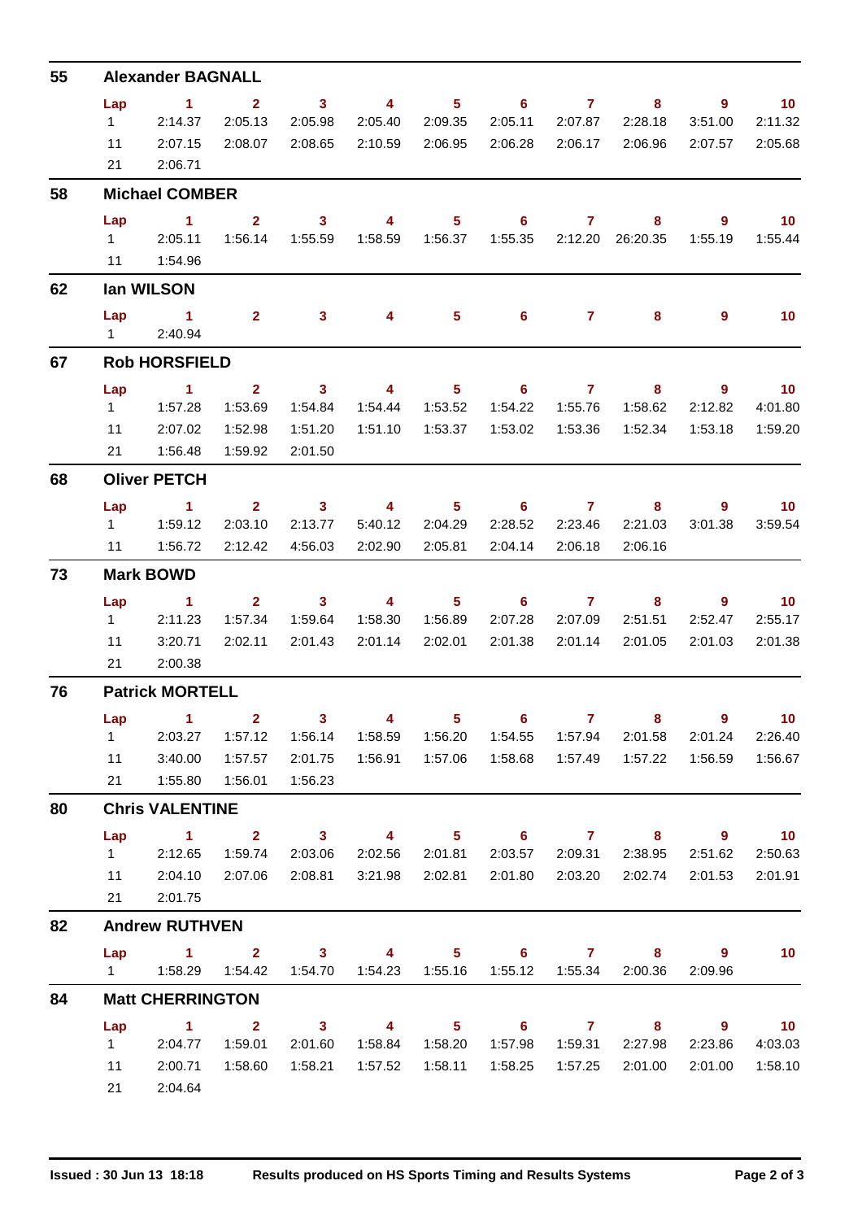## 55 Alexander BAGNALL

| Lap | 1 | 2 | 3 | 4 | 5 | 6 | 7 | 8 | 9 | 10 |
|---|---|---|---|---|---|---|---|---|---|---|
| 1 | 2:14.37 | 2:05.13 | 2:05.98 | 2:05.40 | 2:09.35 | 2:05.11 | 2:07.87 | 2:28.18 | 3:51.00 | 2:11.32 |
| 11 | 2:07.15 | 2:08.07 | 2:08.65 | 2:10.59 | 2:06.95 | 2:06.28 | 2:06.17 | 2:06.96 | 2:07.57 | 2:05.68 |
| 21 | 2:06.71 | | | | | | | | | |

## 58 Michael COMBER

| Lap | 1 | 2 | 3 | 4 | 5 | 6 | 7 | 8 | 9 | 10 |
|---|---|---|---|---|---|---|---|---|---|---|
| 1 | 2:05.11 | 1:56.14 | 1:55.59 | 1:58.59 | 1:56.37 | 1:55.35 | 2:12.20 | 26:20.35 | 1:55.19 | 1:55.44 |
| 11 | 1:54.96 | | | | | | | | | |

## 62 Ian WILSON

| Lap | 1 | 2 | 3 | 4 | 5 | 6 | 7 | 8 | 9 | 10 |
|---|---|---|---|---|---|---|---|---|---|---|
| 1 | 2:40.94 | | | | | | | | | |

## 67 Rob HORSFIELD

| Lap | 1 | 2 | 3 | 4 | 5 | 6 | 7 | 8 | 9 | 10 |
|---|---|---|---|---|---|---|---|---|---|---|
| 1 | 1:57.28 | 1:53.69 | 1:54.84 | 1:54.44 | 1:53.52 | 1:54.22 | 1:55.76 | 1:58.62 | 2:12.82 | 4:01.80 |
| 11 | 2:07.02 | 1:52.98 | 1:51.20 | 1:51.10 | 1:53.37 | 1:53.02 | 1:53.36 | 1:52.34 | 1:53.18 | 1:59.20 |
| 21 | 1:56.48 | 1:59.92 | 2:01.50 | | | | | | | |

## 68 Oliver PETCH

| Lap | 1 | 2 | 3 | 4 | 5 | 6 | 7 | 8 | 9 | 10 |
|---|---|---|---|---|---|---|---|---|---|---|
| 1 | 1:59.12 | 2:03.10 | 2:13.77 | 5:40.12 | 2:04.29 | 2:28.52 | 2:23.46 | 2:21.03 | 3:01.38 | 3:59.54 |
| 11 | 1:56.72 | 2:12.42 | 4:56.03 | 2:02.90 | 2:05.81 | 2:04.14 | 2:06.18 | 2:06.16 | | |

## 73 Mark BOWD

| Lap | 1 | 2 | 3 | 4 | 5 | 6 | 7 | 8 | 9 | 10 |
|---|---|---|---|---|---|---|---|---|---|---|
| 1 | 2:11.23 | 1:57.34 | 1:59.64 | 1:58.30 | 1:56.89 | 2:07.28 | 2:07.09 | 2:51.51 | 2:52.47 | 2:55.17 |
| 11 | 3:20.71 | 2:02.11 | 2:01.43 | 2:01.14 | 2:02.01 | 2:01.38 | 2:01.14 | 2:01.05 | 2:01.03 | 2:01.38 |
| 21 | 2:00.38 | | | | | | | | | |

## 76 Patrick MORTELL

| Lap | 1 | 2 | 3 | 4 | 5 | 6 | 7 | 8 | 9 | 10 |
|---|---|---|---|---|---|---|---|---|---|---|
| 1 | 2:03.27 | 1:57.12 | 1:56.14 | 1:58.59 | 1:56.20 | 1:54.55 | 1:57.94 | 2:01.58 | 2:01.24 | 2:26.40 |
| 11 | 3:40.00 | 1:57.57 | 2:01.75 | 1:56.91 | 1:57.06 | 1:58.68 | 1:57.49 | 1:57.22 | 1:56.59 | 1:56.67 |
| 21 | 1:55.80 | 1:56.01 | 1:56.23 | | | | | | | |

## 80 Chris VALENTINE

| Lap | 1 | 2 | 3 | 4 | 5 | 6 | 7 | 8 | 9 | 10 |
|---|---|---|---|---|---|---|---|---|---|---|
| 1 | 2:12.65 | 1:59.74 | 2:03.06 | 2:02.56 | 2:01.81 | 2:03.57 | 2:09.31 | 2:38.95 | 2:51.62 | 2:50.63 |
| 11 | 2:04.10 | 2:07.06 | 2:08.81 | 3:21.98 | 2:02.81 | 2:01.80 | 2:03.20 | 2:02.74 | 2:01.53 | 2:01.91 |
| 21 | 2:01.75 | | | | | | | | | |

## 82 Andrew RUTHVEN

| Lap | 1 | 2 | 3 | 4 | 5 | 6 | 7 | 8 | 9 | 10 |
|---|---|---|---|---|---|---|---|---|---|---|
| 1 | 1:58.29 | 1:54.42 | 1:54.70 | 1:54.23 | 1:55.16 | 1:55.12 | 1:55.34 | 2:00.36 | 2:09.96 | |

## 84 Matt CHERRINGTON

| Lap | 1 | 2 | 3 | 4 | 5 | 6 | 7 | 8 | 9 | 10 |
|---|---|---|---|---|---|---|---|---|---|---|
| 1 | 2:04.77 | 1:59.01 | 2:01.60 | 1:58.84 | 1:58.20 | 1:57.98 | 1:59.31 | 2:27.98 | 2:23.86 | 4:03.03 |
| 11 | 2:00.71 | 1:58.60 | 1:58.21 | 1:57.52 | 1:58.11 | 1:58.25 | 1:57.25 | 2:01.00 | 2:01.00 | 1:58.10 |
| 21 | 2:04.64 | | | | | | | | | |

Issued : 30 Jun 13 18:18 Results produced on HS Sports Timing and Results Systems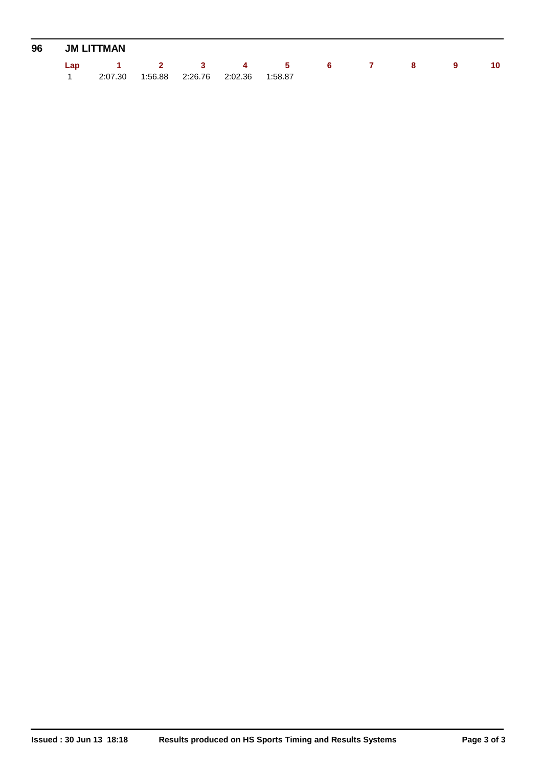## 96 JM LITTMAN

| Lap | 1 | 2 | 3 | 4 | 5 | 6 | 7 | 8 | 9 | 10 |
|---|---|---|---|---|---|---|---|---|---|---|
| 1 | 2:07.30 | 1:56.88 | 2:26.76 | 2:02.36 | 1:58.87 | | | | | |

**Issued : 30 Jun 13 18:18** **Results produced on HS Sports Timing and Results Systems**